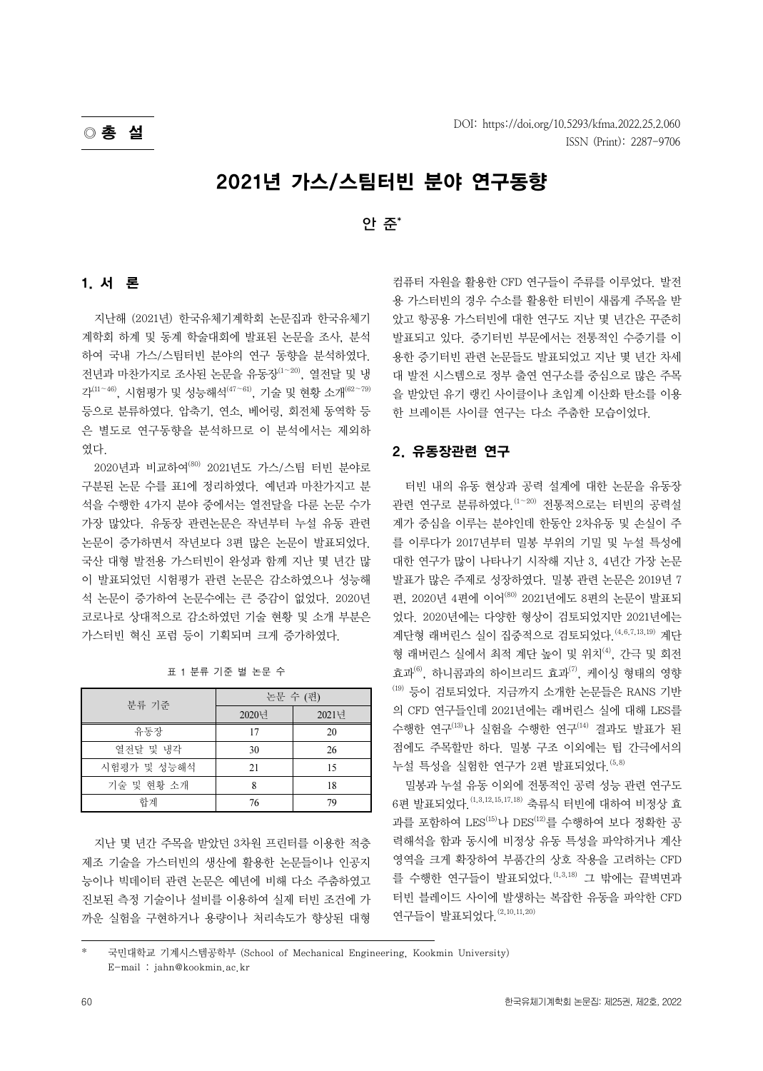◎ 총 설

DOI: https://doi.org/10.5293/kfma.2022.25.2.060
ISSN (Print): 2287-9706

# 2021년 가스/스팀터빈 분야 연구동향

안 준*

## 1. 서 론

지난해 (2021년) 한국유체기계학회 논문집과 한국유체기계학회 하계 및 동계 학술대회에 발표된 논문을 조사, 분석하여 국내 가스/스팀터빈 분야의 연구 동향을 분석하였다. 전년과 마찬가지로 조사된 논문을 유동장[1~20], 열전달 및 냉각[11~46], 시험평가 및 성능해석[47~61], 기술 및 현황 소개[62~79] 등으로 분류하였다. 압축기, 연소, 베어링, 회전체 동역학 등은 별도로 연구동향을 분석하므로 이 분석에서는 제외하였다.

2020년과 비교하여[80] 2021년도 가스/스팀 터빈 분야로 구분된 논문 수를 표1에 정리하였다. 예년과 마찬가지고 분석을 수행한 4가지 분야 중에서는 열전달을 다룬 논문 수가 가장 많았다. 유동장 관련논문은 작년부터 누설 유동 관련 논문이 증가하면서 작년보다 3편 많은 논문이 발표되었다. 국산 대형 발전용 가스터빈이 완성과 함께 지난 몇 년간 많이 발표되었던 시험평가 관련 논문은 감소하였으나 성능해석 논문이 증가하여 논문수에는 큰 증감이 없었다. 2020년 코로나로 상대적으로 감소하였던 기술 현황 및 소개 부분은 가스터빈 혁신 포럼 등이 기획되며 크게 증가하였다.

표 1 분류 기준 별 논문 수

| 분류 기준 | 논문 수 (편) | |
|---|---|---|
| | 2020년 | 2021년 |
| 유동장 | 17 | 20 |
| 열전달 및 냉각 | 30 | 26 |
| 시험평가 및 성능해석 | 21 | 15 |
| 기술 및 현황 소개 | 8 | 18 |
| 합계 | 76 | 79 |

지난 몇 년간 주목을 받았던 3차원 프린터를 이용한 적층제조 기술을 가스터빈의 생산에 활용한 논문들이나 인공지능이나 빅데이터 관련 논문은 예년에 비해 다소 주춤하였고 진보된 측정 기술이나 설비를 이용하여 실제 터빈 조건에 가까운 실험을 구현하거나 용량이나 처리속도가 향상된 대형 컴퓨터 자원을 활용한 CFD 연구들이 주류를 이루었다. 발전용 가스터빈의 경우 수소를 활용한 터빈이 새롭게 주목을 받았고 항공용 가스터빈에 대한 연구도 지난 몇 년간은 꾸준히 발표되고 있다. 증기터빈 부문에서는 전통적인 수증기를 이용한 증기터빈 관련 논문들도 발표되었고 지난 몇 년간 차세대 발전 시스템으로 정부 출연 연구소를 중심으로 많은 주목을 받았던 유기 랭킨 사이클이나 초임계 이산화 탄소를 이용한 브레이튼 사이클 연구는 다소 주춤한 모습이었다.

## 2. 유동장관련 연구

터빈 내의 유동 현상과 공력 설계에 대한 논문을 유동장 관련 연구로 분류하였다.[1~20] 전통적으로는 터빈의 공력설계가 중심을 이루는 분야인데 한동안 2차유동 및 손실이 주를 이루다가 2017년부터 밀봉 부위의 기밀 및 누설 특성에 대한 연구가 많이 나타나기 시작해 지난 3, 4년간 가장 논문 발표가 많은 주제로 성장하였다. 밀봉 관련 논문은 2019년 7편, 2020년 4편에 이어[80] 2021년에도 8편의 논문이 발표되었다. 2020년에는 다양한 형상이 검토되었지만 2021년에는 계단형 래버린스 실이 집중적으로 검토되었다.[4,6,7,13,19] 계단형 래버린스 실에서 최적 계단 높이 및 위치[4], 간극 및 회전효과[6], 하니콤과의 하이브리드 효과[7], 케이싱 형태의 영향[19] 등이 검토되었다. 지금까지 소개한 논문들은 RANS 기반의 CFD 연구들인데 2021년에는 래버린스 실에 대해 LES를 수행한 연구[13]나 실험을 수행한 연구[14] 결과도 발표가 된 점에도 주목할만 하다. 밀봉 구조 이외에는 팁 간극에서의 누설 특성을 실험한 연구가 2편 발표되었다.[5,8]

밀봉과 누설 유동 이외에 전통적인 공력 성능 관련 연구도 6편 발표되었다.[1,3,12,15,17,18] 축류식 터빈에 대하여 비정상 효과를 포함하여 LES[15]나 DES[12]를 수행하여 보다 정확한 공력해석을 함과 동시에 비정상 유동 특성을 파악하거나 계산영역을 크게 확장하여 부품간의 상호 작용을 고려하는 CFD를 수행한 연구들이 발표되었다.[1,3,18] 그 밖에는 끝벽면과 터빈 블레이드 사이에 발생하는 복잡한 유동을 파악한 CFD 연구들이 발표되었다.[2,10,11,20]

---

\* 국민대학교 기계시스템공학부 (School of Mechanical Engineering, Kookmin University)
E-mail : jahn@kookmin.ac.kr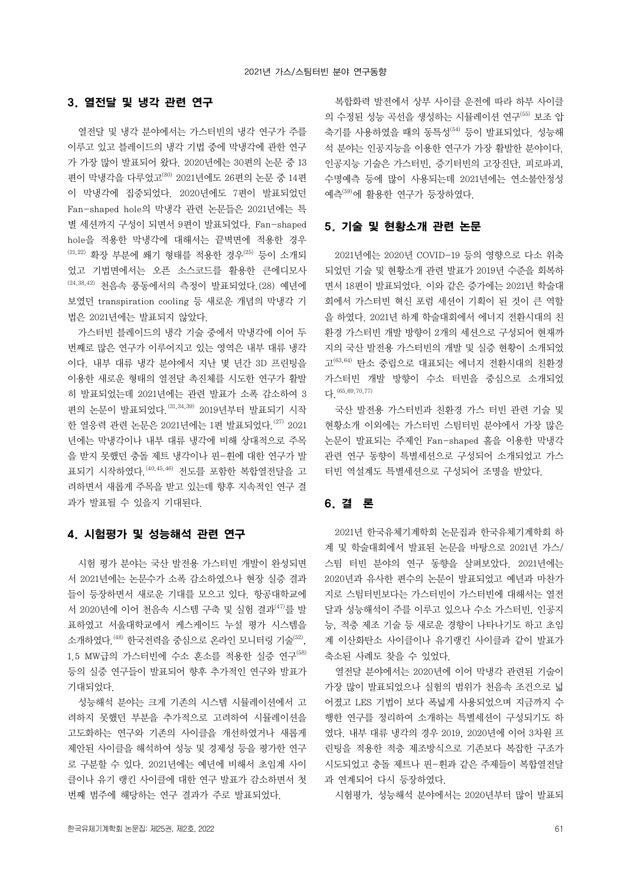## 3. 열전달 및 냉각 관련 연구

열전달 및 냉각 분야에서는 가스터빈의 냉각 연구가 주를 이루고 있고 블레이드의 냉각 기법 중에 막냉각에 관한 연구가 가장 많이 발표되어 왔다. 2020년에는 30편의 논문 중 13편이 막냉각을 다루었고[80] 2021년에도 26편의 논문 중 14편이 막냉각에 집중되었다. 2020년에도 7편이 발표되었던 Fan-shaped hole의 막냉각 관련 논문들은 2021년에는 특별 세션까지 구성이 되면서 9편이 발표되었다. Fan-shaped hole을 적용한 막냉각에 대해서는 끝벽면에 적용한 경우[21,22] 확장 부분에 쐐기 형태를 적용한 경우[25] 등이 소개되었고 기법면에서는 오픈 소스코드를 활용한 큰에디모사[24,38,42] 천음속 풍동에서의 측정이 발표되었다.(28) 예년에 보였던 transpiration cooling 등 새로운 개념의 막냉각 기법은 2021년에는 발표되지 않았다.

가스터빈 블레이드의 냉각 기술 중에서 막냉각에 이어 두 번째로 많은 연구가 이루어지고 있는 영역은 내부 대류 냉각이다. 내부 대류 냉각 분야에서 지난 몇 년간 3D 프린팅을 이용한 새로운 형태의 열전달 촉진체를 시도한 연구가 활발히 발표되었는데 2021년에는 관련 발표가 소폭 감소하여 3편의 논문이 발표되었다.[31,34,39] 2019년부터 발표되기 시작한 열응력 관련 논문은 2021년에는 1편 발표되었다.[27] 2021년에는 막냉각이나 내부 대류 냉각에 비해 상대적으로 주목을 받지 못했던 충돌 제트 냉각이나 핀-휜에 대한 연구가 발표되기 시작하였다.[40,45,46] 전도를 포함한 복합열전달을 고려하면서 새롭게 주목을 받고 있는데 향후 지속적인 연구 결과가 발표될 수 있을지 기대된다.

## 4. 시험평가 및 성능해석 관련 연구

시험 평가 분야는 국산 발전용 가스터빈 개발이 완성되면서 2021년에는 논문수가 소폭 감소하였으나 현장 실증 결과들이 등장하면서 새로운 기대를 모으고 있다. 항공대학교에서 2020년에 이어 천음속 시스템 구축 및 실험 결과[47]를 발표하였고 서울대학교에서 캐스케이드 누설 평가 시스템을 소개하였다.[48] 한국전력을 중심으로 온라인 모니터링 기술[52], 1.5 MW급의 가스터빈에 수소 혼소를 적용한 실증 연구[58] 등의 실증 연구들이 발표되어 향후 추가적인 연구와 발표가 기대되었다.

성능해석 분야는 크게 기존의 시스템 시뮬레이션에서 고려하지 못했던 부분을 추가적으로 고려하여 시뮬레이션을 고도화하는 연구와 기존의 사이클을 개선하였거나 새롭게 제안된 사이클을 해석하여 성능 및 경제성 등을 평가한 연구로 구분할 수 있다. 2021년에는 예년에 비해서 초임계 사이클이나 유기 랭킨 사이클에 대한 연구 발표가 감소하면서 첫 번째 범주에 해당하는 연구 결과가 주로 발표되었다.

복합화력 발전에서 상부 사이클 운전에 따라 하부 사이클의 수정된 성능 곡선을 생성하는 시뮬레이션 연구[55] 보조 압축기를 사용하였을 때의 동특성[54] 등이 발표되었다. 성능해석 분야는 인공지능을 이용한 연구가 가장 활발한 분야이다. 인공지능 기술은 가스터빈, 증기터빈의 고장진단, 피로파괴, 수명예측 등에 많이 사용되는데 2021년에는 연소불안정성 예측[59]에 활용한 연구가 등장하였다.

## 5. 기술 및 현황소개 관련 논문

2021년에는 2020년 COVID-19 등의 영향으로 다소 위축되었던 기술 및 현황소개 관련 발표가 2019년 수준을 회복하면서 18편이 발표되었다. 이와 같은 증가에는 2021년 학술대회에서 가스터빈 혁신 포럼 세션이 기획이 된 것이 큰 역할을 하였다. 2021년 하계 학술대회에서 에너지 전환시대의 친환경 가스터빈 개발 방향이 2개의 세션으로 구성되어 현재까지의 국산 발전용 가스터빈의 개발 및 실증 현황이 소개되었고[63,64] 탄소 중립으로 대표되는 에너지 전환시대의 친환경 가스터빈 개발 방향이 수소 터빈을 중심으로 소개되었다.[65,69,70,77]

국산 발전용 가스터빈과 친환경 가스 터빈 관련 기술 및 현황소개 이외에는 가스터빈 스팀터빈 분야에서 가장 많은 논문이 발표되는 주제인 Fan-shaped 홀을 이용한 막냉각 관련 연구 동향이 특별세션으로 구성되어 소개되었고 가스터빈 역설계도 특별세션으로 구성되어 조명을 받았다.

## 6. 결 론

2021년 한국유체기계학회 논문집과 한국유체기계학회 하계 및 학술대회에서 발표된 논문을 바탕으로 2021년 가스/스팀 터빈 분야의 연구 동향을 살펴보았다. 2021년에는 2020년과 유사한 편수의 논문이 발표되었고 예년과 마찬가지로 스팀터빈보다는 가스터빈이 가스터빈에 대해서는 열전달과 성능해석이 주를 이루고 있으나 수소 가스터빈, 인공지능, 적층 제조 기술 등 새로운 경향이 나타나기도 하고 초임계 이산화탄소 사이클이나 유기랭킨 사이클과 같이 발표가 축소된 사례도 찾을 수 있었다.

열전달 분야에서는 2020년에 이어 막냉각 관련된 기술이 가장 많이 발표되었으나 실험의 범위가 천음속 조건으로 넓어졌고 LES 기법이 보다 폭넓게 사용되었으며 지금까지 수행한 연구를 정리하여 소개하는 특별세션이 구성되기도 하였다. 내부 대류 냉각의 경우 2019, 2020년에 이어 3차원 프린팅을 적용한 적층 제조방식으로 기존보다 복잡한 구조가 시도되었고 충돌 제트나 핀-휜과 같은 주제들이 복합열전달과 연계되어 다시 등장하였다.

시험평가, 성능해석 분야에서는 2020년부터 많이 발표되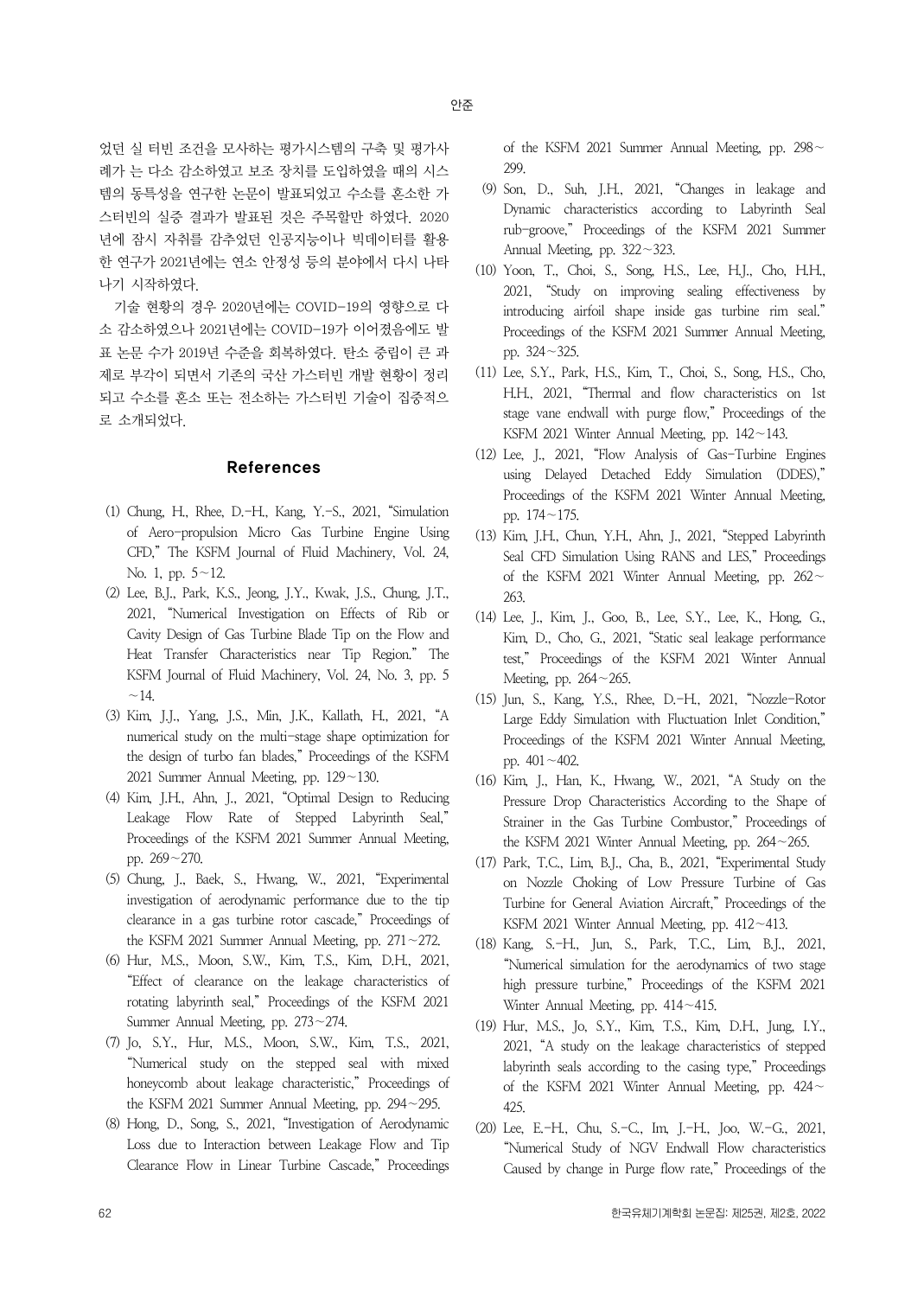었던 실 터빈 조건을 모사하는 평가시스템의 구축 및 평가사례가 는 다소 감소하였고 보조 장치를 도입하였을 때의 시스템의 동특성을 연구한 논문이 발표되었고 수소를 혼소한 가스터빈의 실증 결과가 발표된 것은 주목할만 하였다. 2020년에 잠시 자취를 감추었던 인공지능이나 빅데이터를 활용한 연구가 2021년에는 연소 안정성 등의 분야에서 다시 나타나기 시작하였다.

기술 현황의 경우 2020년에는 COVID-19의 영향으로 다소 감소하였으나 2021년에는 COVID-19가 이어졌음에도 발표 논문 수가 2019년 수준을 회복하였다. 탄소 중립이 큰 과제로 부각이 되면서 기존의 국산 가스터빈 개발 현황이 정리되고 수소를 혼소 또는 전소하는 가스터빈 기술이 집중적으로 소개되었다.

## References

(1) Chung, H., Rhee, D.-H., Kang, Y.-S., 2021, "Simulation of Aero-propulsion Micro Gas Turbine Engine Using CFD," The KSFM Journal of Fluid Machinery, Vol. 24, No. 1, pp. 5~12.

(2) Lee, B.J., Park, K.S., Jeong, J.Y., Kwak, J.S., Chung, J.T., 2021, "Numerical Investigation on Effects of Rib or Cavity Design of Gas Turbine Blade Tip on the Flow and Heat Transfer Characteristics near Tip Region." The KSFM Journal of Fluid Machinery, Vol. 24, No. 3, pp. 5~14.

(3) Kim, J.J., Yang, J.S., Min, J.K., Kallath, H., 2021, "A numerical study on the multi-stage shape optimization for the design of turbo fan blades," Proceedings of the KSFM 2021 Summer Annual Meeting, pp. 129~130.

(4) Kim, J.H., Ahn, J., 2021, "Optimal Design to Reducing Leakage Flow Rate of Stepped Labyrinth Seal," Proceedings of the KSFM 2021 Summer Annual Meeting, pp. 269~270.

(5) Chung, J., Baek, S., Hwang, W., 2021, "Experimental investigation of aerodynamic performance due to the tip clearance in a gas turbine rotor cascade," Proceedings of the KSFM 2021 Summer Annual Meeting, pp. 271~272.

(6) Hur, M.S., Moon, S.W., Kim, T.S., Kim, D.H., 2021, "Effect of clearance on the leakage characteristics of rotating labyrinth seal," Proceedings of the KSFM 2021 Summer Annual Meeting, pp. 273~274.

(7) Jo, S.Y., Hur, M.S., Moon, S.W., Kim, T.S., 2021, "Numerical study on the stepped seal with mixed honeycomb about leakage characteristic," Proceedings of the KSFM 2021 Summer Annual Meeting, pp. 294~295.

(8) Hong, D., Song, S., 2021, "Investigation of Aerodynamic Loss due to Interaction between Leakage Flow and Tip Clearance Flow in Linear Turbine Cascade," Proceedings of the KSFM 2021 Summer Annual Meeting, pp. 298~299.

(9) Son, D., Suh, J.H., 2021, "Changes in leakage and Dynamic characteristics according to Labyrinth Seal rub-groove," Proceedings of the KSFM 2021 Summer Annual Meeting, pp. 322~323.

(10) Yoon, T., Choi, S., Song, H.S., Lee, H.J., Cho, H.H., 2021, "Study on improving sealing effectiveness by introducing airfoil shape inside gas turbine rim seal." Proceedings of the KSFM 2021 Summer Annual Meeting, pp. 324~325.

(11) Lee, S.Y., Park, H.S., Kim, T., Choi, S., Song, H.S., Cho, H.H., 2021, "Thermal and flow characteristics on 1st stage vane endwall with purge flow," Proceedings of the KSFM 2021 Winter Annual Meeting, pp. 142~143.

(12) Lee, J., 2021, "Flow Analysis of Gas-Turbine Engines using Delayed Detached Eddy Simulation (DDES)," Proceedings of the KSFM 2021 Winter Annual Meeting, pp. 174~175.

(13) Kim, J.H., Chun, Y.H., Ahn, J., 2021, "Stepped Labyrinth Seal CFD Simulation Using RANS and LES," Proceedings of the KSFM 2021 Winter Annual Meeting, pp. 262~263.

(14) Lee, J., Kim, J., Goo, B., Lee, S.Y., Lee, K., Hong, G., Kim, D., Cho, G., 2021, "Static seal leakage performance test," Proceedings of the KSFM 2021 Winter Annual Meeting, pp. 264~265.

(15) Jun, S., Kang, Y.S., Rhee, D.-H., 2021, "Nozzle-Rotor Large Eddy Simulation with Fluctuation Inlet Condition," Proceedings of the KSFM 2021 Winter Annual Meeting, pp. 401~402.

(16) Kim, J., Han, K., Hwang, W., 2021, "A Study on the Pressure Drop Characteristics According to the Shape of Strainer in the Gas Turbine Combustor," Proceedings of the KSFM 2021 Winter Annual Meeting, pp. 264~265.

(17) Park, T.C., Lim, B.J., Cha, B., 2021, "Experimental Study on Nozzle Choking of Low Pressure Turbine of Gas Turbine for General Aviation Aircraft," Proceedings of the KSFM 2021 Winter Annual Meeting, pp. 412~413.

(18) Kang, S.-H., Jun, S., Park, T.C., Lim, B.J., 2021, "Numerical simulation for the aerodynamics of two stage high pressure turbine," Proceedings of the KSFM 2021 Winter Annual Meeting, pp. 414~415.

(19) Hur, M.S., Jo, S.Y., Kim, T.S., Kim, D.H., Jung, I.Y., 2021, "A study on the leakage characteristics of stepped labyrinth seals according to the casing type," Proceedings of the KSFM 2021 Winter Annual Meeting, pp. 424~425.

(20) Lee, E.-H., Chu, S.-C., Im, J.-H., Joo, W.-G., 2021, "Numerical Study of NGV Endwall Flow characteristics Caused by change in Purge flow rate," Proceedings of the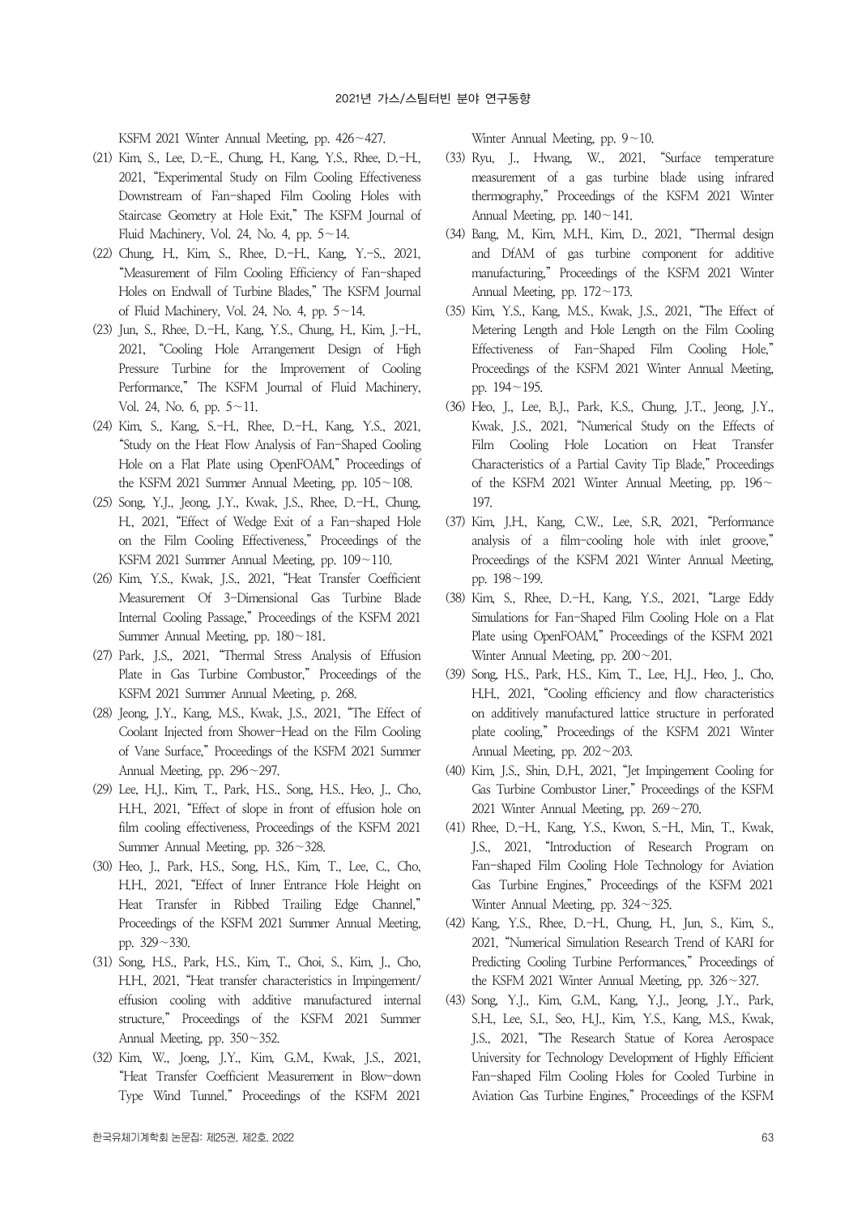KSFM 2021 Winter Annual Meeting, pp. 426~427.

(21) Kim, S., Lee, D.-E., Chung, H., Kang, Y.S., Rhee, D.-H., 2021, "Experimental Study on Film Cooling Effectiveness Downstream of Fan-shaped Film Cooling Holes with Staircase Geometry at Hole Exit," The KSFM Journal of Fluid Machinery, Vol. 24, No. 4, pp. 5~14.

(22) Chung, H., Kim, S., Rhee, D.-H., Kang, Y.-S., 2021, "Measurement of Film Cooling Efficiency of Fan-shaped Holes on Endwall of Turbine Blades," The KSFM Journal of Fluid Machinery, Vol. 24, No. 4, pp. 5~14.

(23) Jun, S., Rhee, D.-H., Kang, Y.S., Chung, H., Kim, J.-H., 2021, "Cooling Hole Arrangement Design of High Pressure Turbine for the Improvement of Cooling Performance," The KSFM Journal of Fluid Machinery, Vol. 24, No. 6, pp. 5~11.

(24) Kim, S., Kang, S.-H., Rhee, D.-H., Kang, Y.S., 2021, "Study on the Heat Flow Analysis of Fan-Shaped Cooling Hole on a Flat Plate using OpenFOAM," Proceedings of the KSFM 2021 Summer Annual Meeting, pp. 105~108.

(25) Song, Y.J., Jeong, J.Y., Kwak, J.S., Rhee, D.-H., Chung, H., 2021, "Effect of Wedge Exit of a Fan-shaped Hole on the Film Cooling Effectiveness," Proceedings of the KSFM 2021 Summer Annual Meeting, pp. 109~110.

(26) Kim, Y.S., Kwak, J.S., 2021, "Heat Transfer Coefficient Measurement Of 3-Dimensional Gas Turbine Blade Internal Cooling Passage," Proceedings of the KSFM 2021 Summer Annual Meeting, pp. 180~181.

(27) Park, J.S., 2021, "Thermal Stress Analysis of Effusion Plate in Gas Turbine Combustor," Proceedings of the KSFM 2021 Summer Annual Meeting, p. 268.

(28) Jeong, J.Y., Kang, M.S., Kwak, J.S., 2021, "The Effect of Coolant Injected from Shower-Head on the Film Cooling of Vane Surface," Proceedings of the KSFM 2021 Summer Annual Meeting, pp. 296~297.

(29) Lee, H.J., Kim, T., Park, H.S., Song, H.S., Heo, J., Cho, H.H., 2021, "Effect of slope in front of effusion hole on film cooling effectiveness, Proceedings of the KSFM 2021 Summer Annual Meeting, pp. 326~328.

(30) Heo, J., Park, H.S., Song, H.S., Kim, T., Lee, C., Cho, H.H., 2021, "Effect of Inner Entrance Hole Height on Heat Transfer in Ribbed Trailing Edge Channel," Proceedings of the KSFM 2021 Summer Annual Meeting, pp. 329~330.

(31) Song, H.S., Park, H.S., Kim, T., Choi, S., Kim, J., Cho, H.H., 2021, "Heat transfer characteristics in Impingement/effusion cooling with additive manufactured internal structure," Proceedings of the KSFM 2021 Summer Annual Meeting, pp. 350~352.

(32) Kim, W., Joeng, J.Y., Kim, G.M., Kwak, J.S., 2021, "Heat Transfer Coefficient Measurement in Blow-down Type Wind Tunnel." Proceedings of the KSFM 2021 Winter Annual Meeting, pp. 9~10.

(33) Ryu, J., Hwang, W., 2021, "Surface temperature measurement of a gas turbine blade using infrared thermography," Proceedings of the KSFM 2021 Winter Annual Meeting, pp. 140~141.

(34) Bang, M., Kim, M.H., Kim, D., 2021, "Thermal design and DfAM of gas turbine component for additive manufacturing," Proceedings of the KSFM 2021 Winter Annual Meeting, pp. 172~173.

(35) Kim, Y.S., Kang, M.S., Kwak, J.S., 2021, "The Effect of Metering Length and Hole Length on the Film Cooling Effectiveness of Fan-Shaped Film Cooling Hole," Proceedings of the KSFM 2021 Winter Annual Meeting, pp. 194~195.

(36) Heo, J., Lee, B.J., Park, K.S., Chung, J.T., Jeong, J.Y., Kwak, J.S., 2021, "Numerical Study on the Effects of Film Cooling Hole Location on Heat Transfer Characteristics of a Partial Cavity Tip Blade," Proceedings of the KSFM 2021 Winter Annual Meeting, pp. 196~197.

(37) Kim, J.H., Kang, C.W., Lee, S.R, 2021, "Performance analysis of a film-cooling hole with inlet groove," Proceedings of the KSFM 2021 Winter Annual Meeting, pp. 198~199.

(38) Kim, S., Rhee, D.-H., Kang, Y.S., 2021, "Large Eddy Simulations for Fan-Shaped Film Cooling Hole on a Flat Plate using OpenFOAM," Proceedings of the KSFM 2021 Winter Annual Meeting, pp. 200~201.

(39) Song, H.S., Park, H.S., Kim, T., Lee, H.J., Heo, J., Cho, H.H., 2021, "Cooling efficiency and flow characteristics on additively manufactured lattice structure in perforated plate cooling," Proceedings of the KSFM 2021 Winter Annual Meeting, pp. 202~203.

(40) Kim, J.S., Shin, D.H., 2021, "Jet Impingement Cooling for Gas Turbine Combustor Liner," Proceedings of the KSFM 2021 Winter Annual Meeting, pp. 269~270.

(41) Rhee, D.-H., Kang, Y.S., Kwon, S.-H., Min, T., Kwak, J.S., 2021, "Introduction of Research Program on Fan-shaped Film Cooling Hole Technology for Aviation Gas Turbine Engines," Proceedings of the KSFM 2021 Winter Annual Meeting, pp. 324~325.

(42) Kang, Y.S., Rhee, D.-H., Chung, H., Jun, S., Kim, S., 2021, "Numerical Simulation Research Trend of KARI for Predicting Cooling Turbine Performances," Proceedings of the KSFM 2021 Winter Annual Meeting, pp. 326~327.

(43) Song, Y.J., Kim, G.M., Kang, Y.J., Jeong, J.Y., Park, S.H., Lee, S.I., Seo, H.J., Kim, Y.S., Kang, M.S., Kwak, J.S., 2021, "The Research Statue of Korea Aerospace University for Technology Development of Highly Efficient Fan-shaped Film Cooling Holes for Cooled Turbine in Aviation Gas Turbine Engines," Proceedings of the KSFM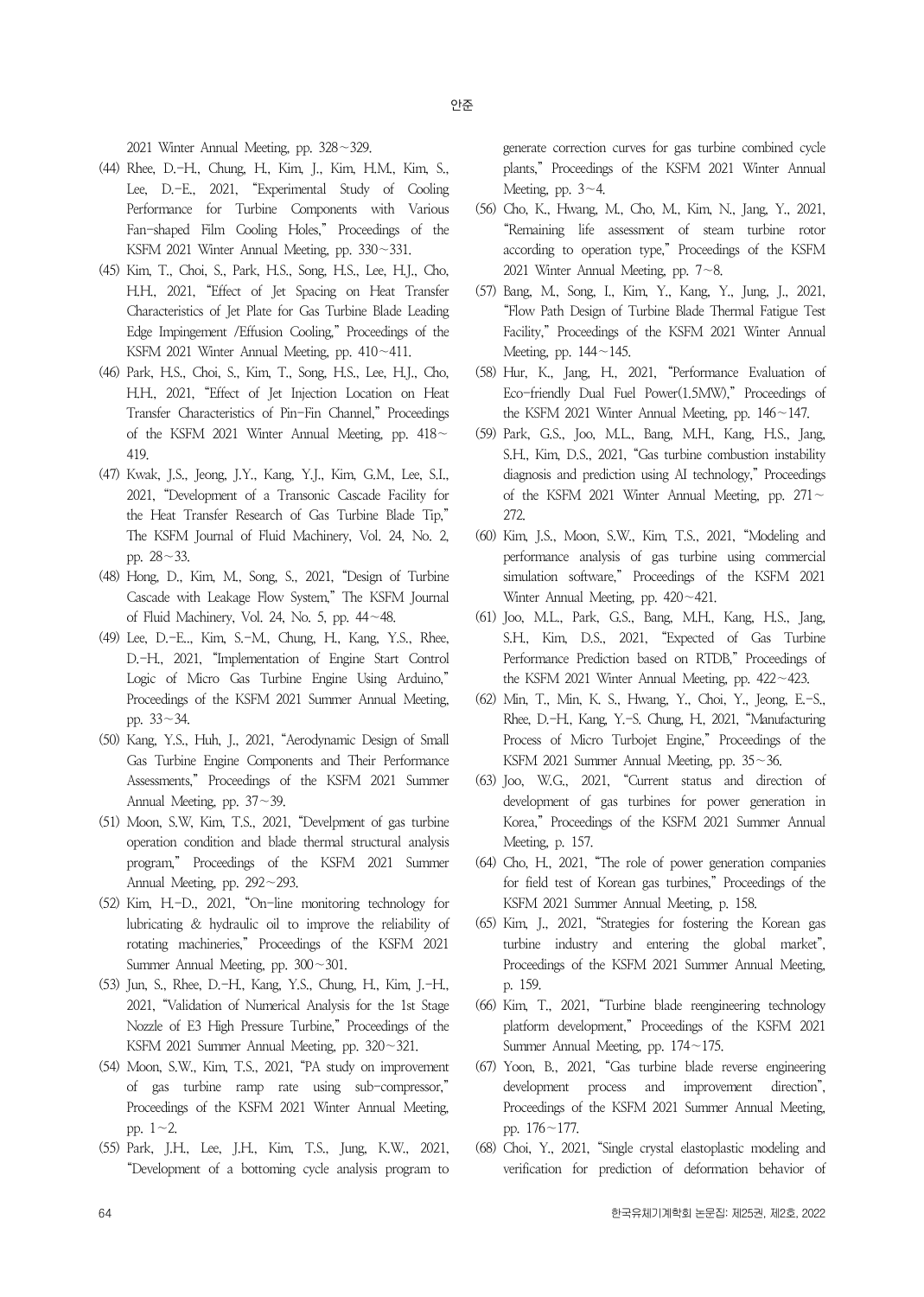2021 Winter Annual Meeting, pp. 328～329.

(44) Rhee, D.-H., Chung, H., Kim, J., Kim, H.M., Kim, S., Lee, D.-E., 2021, "Experimental Study of Cooling Performance for Turbine Components with Various Fan-shaped Film Cooling Holes," Proceedings of the KSFM 2021 Winter Annual Meeting, pp. 330～331.

(45) Kim, T., Choi, S., Park, H.S., Song, H.S., Lee, H.J., Cho, H.H., 2021, "Effect of Jet Spacing on Heat Transfer Characteristics of Jet Plate for Gas Turbine Blade Leading Edge Impingement /Effusion Cooling," Proceedings of the KSFM 2021 Winter Annual Meeting, pp. 410～411.

(46) Park, H.S., Choi, S., Kim, T., Song, H.S., Lee, H.J., Cho, H.H., 2021, "Effect of Jet Injection Location on Heat Transfer Characteristics of Pin-Fin Channel," Proceedings of the KSFM 2021 Winter Annual Meeting, pp. 418～419.

(47) Kwak, J.S., Jeong, J.Y., Kang, Y.J., Kim, G.M., Lee, S.I., 2021, "Development of a Transonic Cascade Facility for the Heat Transfer Research of Gas Turbine Blade Tip," The KSFM Journal of Fluid Machinery, Vol. 24, No. 2, pp. 28～33.

(48) Hong, D., Kim, M., Song, S., 2021, "Design of Turbine Cascade with Leakage Flow System," The KSFM Journal of Fluid Machinery, Vol. 24, No. 5, pp. 44～48.

(49) Lee, D.-E.., Kim, S.-M., Chung, H., Kang, Y.S., Rhee, D.-H., 2021, "Implementation of Engine Start Control Logic of Micro Gas Turbine Engine Using Arduino," Proceedings of the KSFM 2021 Summer Annual Meeting, pp. 33～34.

(50) Kang, Y.S., Huh, J., 2021, "Aerodynamic Design of Small Gas Turbine Engine Components and Their Performance Assessments," Proceedings of the KSFM 2021 Summer Annual Meeting, pp. 37～39.

(51) Moon, S.W, Kim, T.S., 2021, "Develpment of gas turbine operation condition and blade thermal structural analysis program," Proceedings of the KSFM 2021 Summer Annual Meeting, pp. 292～293.

(52) Kim, H.-D., 2021, "On-line monitoring technology for lubricating & hydraulic oil to improve the reliability of rotating machineries," Proceedings of the KSFM 2021 Summer Annual Meeting, pp. 300～301.

(53) Jun, S., Rhee, D.-H., Kang, Y.S., Chung, H., Kim, J.-H., 2021, "Validation of Numerical Analysis for the 1st Stage Nozzle of E3 High Pressure Turbine," Proceedings of the KSFM 2021 Summer Annual Meeting, pp. 320～321.

(54) Moon, S.W., Kim, T.S., 2021, "PA study on improvement of gas turbine ramp rate using sub-compressor," Proceedings of the KSFM 2021 Winter Annual Meeting, pp. 1～2.

(55) Park, J.H., Lee, J.H., Kim, T.S., Jung, K.W., 2021, "Development of a bottoming cycle analysis program to generate correction curves for gas turbine combined cycle plants," Proceedings of the KSFM 2021 Winter Annual Meeting, pp. 3～4.

(56) Cho, K., Hwang, M., Cho, M., Kim, N., Jang, Y., 2021, "Remaining life assessment of steam turbine rotor according to operation type," Proceedings of the KSFM 2021 Winter Annual Meeting, pp. 7～8.

(57) Bang, M., Song, I., Kim, Y., Kang, Y., Jung, J., 2021, "Flow Path Design of Turbine Blade Thermal Fatigue Test Facility," Proceedings of the KSFM 2021 Winter Annual Meeting, pp. 144～145.

(58) Hur, K., Jang, H., 2021, "Performance Evaluation of Eco-friendly Dual Fuel Power(1.5MW)," Proceedings of the KSFM 2021 Winter Annual Meeting, pp. 146～147.

(59) Park, G.S., Joo, M.L., Bang, M.H., Kang, H.S., Jang, S.H., Kim, D.S., 2021, "Gas turbine combustion instability diagnosis and prediction using AI technology," Proceedings of the KSFM 2021 Winter Annual Meeting, pp. 271～272.

(60) Kim, J.S., Moon, S.W., Kim, T.S., 2021, "Modeling and performance analysis of gas turbine using commercial simulation software," Proceedings of the KSFM 2021 Winter Annual Meeting, pp. 420～421.

(61) Joo, M.L., Park, G.S., Bang, M.H., Kang, H.S., Jang, S.H., Kim, D.S., 2021, "Expected of Gas Turbine Performance Prediction based on RTDB," Proceedings of the KSFM 2021 Winter Annual Meeting, pp. 422～423.

(62) Min, T., Min, K. S., Hwang, Y., Choi, Y., Jeong, E.-S., Rhee, D.-H., Kang, Y.-S. Chung, H., 2021, "Manufacturing Process of Micro Turbojet Engine," Proceedings of the KSFM 2021 Summer Annual Meeting, pp. 35～36.

(63) Joo, W.G., 2021, "Current status and direction of development of gas turbines for power generation in Korea," Proceedings of the KSFM 2021 Summer Annual Meeting, p. 157.

(64) Cho, H., 2021, "The role of power generation companies for field test of Korean gas turbines," Proceedings of the KSFM 2021 Summer Annual Meeting, p. 158.

(65) Kim, J., 2021, "Strategies for fostering the Korean gas turbine industry and entering the global market", Proceedings of the KSFM 2021 Summer Annual Meeting, p. 159.

(66) Kim, T., 2021, "Turbine blade reengineering technology platform development," Proceedings of the KSFM 2021 Summer Annual Meeting, pp. 174～175.

(67) Yoon, B., 2021, "Gas turbine blade reverse engineering development process and improvement direction", Proceedings of the KSFM 2021 Summer Annual Meeting, pp. 176～177.

(68) Choi, Y., 2021, "Single crystal elastoplastic modeling and verification for prediction of deformation behavior of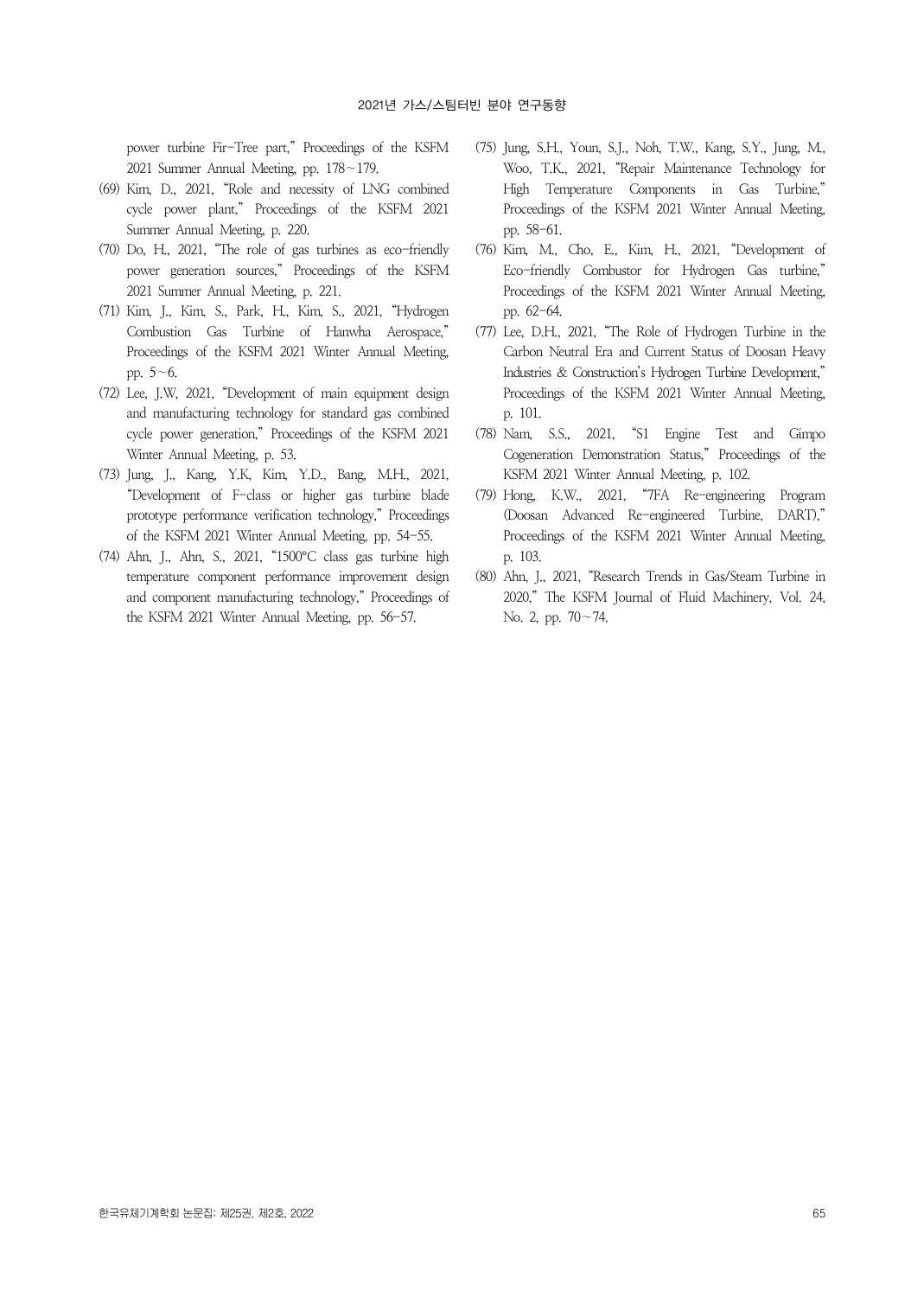power turbine Fir-Tree part," Proceedings of the KSFM 2021 Summer Annual Meeting, pp. 178~179.

(69) Kim, D., 2021, "Role and necessity of LNG combined cycle power plant," Proceedings of the KSFM 2021 Summer Annual Meeting, p. 220.

(70) Do, H., 2021, "The role of gas turbines as eco-friendly power generation sources," Proceedings of the KSFM 2021 Summer Annual Meeting, p. 221.

(71) Kim, J., Kim, S., Park, H., Kim, S., 2021, "Hydrogen Combustion Gas Turbine of Hanwha Aerospace," Proceedings of the KSFM 2021 Winter Annual Meeting, pp. 5~6.

(72) Lee, J.W, 2021, "Development of main equipment design and manufacturing technology for standard gas combined cycle power generation," Proceedings of the KSFM 2021 Winter Annual Meeting, p. 53.

(73) Jung, J., Kang, Y.K, Kim, Y.D., Bang, M.H., 2021, "Development of F-class or higher gas turbine blade prototype performance verification technology," Proceedings of the KSFM 2021 Winter Annual Meeting, pp. 54-55.

(74) Ahn, J., Ahn, S., 2021, "1500°C class gas turbine high temperature component performance improvement design and component manufacturing technology," Proceedings of the KSFM 2021 Winter Annual Meeting, pp. 56-57.

(75) Jung, S.H., Youn, S.J., Noh, T.W., Kang, S.Y., Jung, M., Woo, T.K., 2021, "Repair Maintenance Technology for High Temperature Components in Gas Turbine," Proceedings of the KSFM 2021 Winter Annual Meeting, pp. 58-61.

(76) Kim, M., Cho, E., Kim, H., 2021, "Development of Eco-friendly Combustor for Hydrogen Gas turbine," Proceedings of the KSFM 2021 Winter Annual Meeting, pp. 62-64.

(77) Lee, D.H., 2021, "The Role of Hydrogen Turbine in the Carbon Neutral Era and Current Status of Doosan Heavy Industries & Construction's Hydrogen Turbine Development," Proceedings of the KSFM 2021 Winter Annual Meeting, p. 101.

(78) Nam, S.S., 2021, "S1 Engine Test and Gimpo Cogeneration Demonstration Status," Proceedings of the KSFM 2021 Winter Annual Meeting, p. 102.

(79) Hong, K.W., 2021, "7FA Re-engineering Program (Doosan Advanced Re-engineered Turbine, DART)," Proceedings of the KSFM 2021 Winter Annual Meeting, p. 103.

(80) Ahn, J., 2021, "Research Trends in Gas/Steam Turbine in 2020," The KSFM Journal of Fluid Machinery, Vol. 24, No. 2, pp. 70~74.